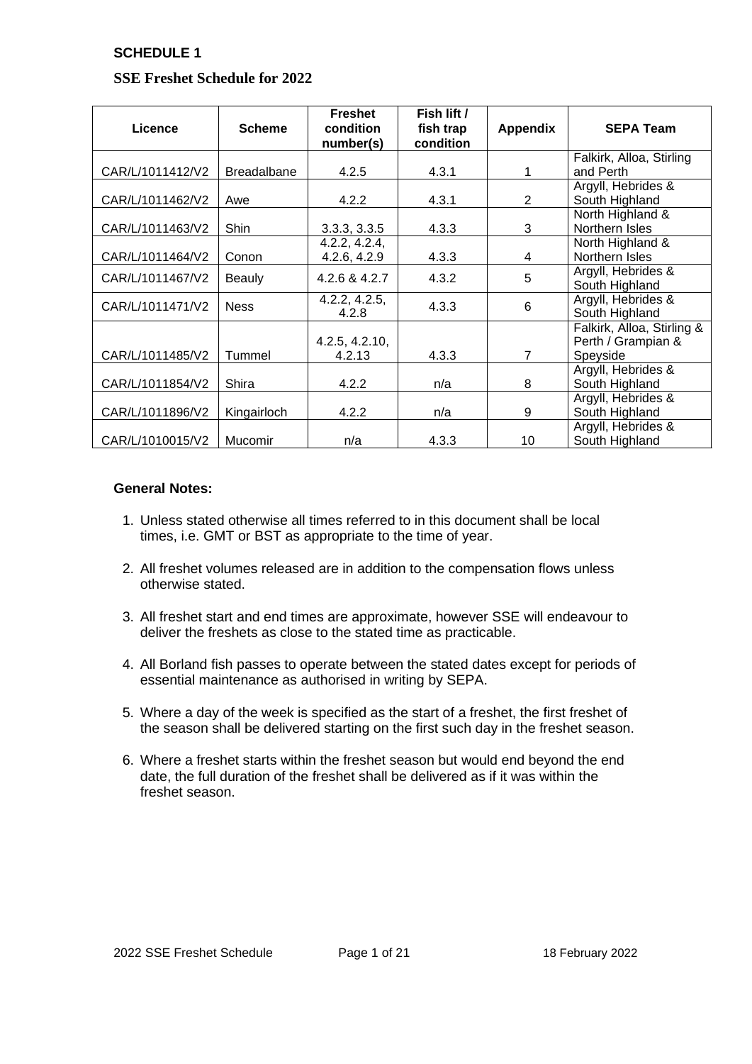**SCHEDULE 1**

## SSE Freshet Schedule for 2022

| Licence | Scheme | Freshet condition number(s) | Fish lift / fish trap condition | Appendix | SEPA Team |
|---|---|---|---|---|---|
| CAR/L/1011412/V2 | Breadalbane | 4.2.5 | 4.3.1 | 1 | Falkirk, Alloa, Stirling and Perth |
| CAR/L/1011462/V2 | Awe | 4.2.2 | 4.3.1 | 2 | Argyll, Hebrides & South Highland |
| CAR/L/1011463/V2 | Shin | 3.3.3, 3.3.5 | 4.3.3 | 3 | North Highland & Northern Isles |
| CAR/L/1011464/V2 | Conon | 4.2.2, 4.2.4, 4.2.6, 4.2.9 | 4.3.3 | 4 | North Highland & Northern Isles |
| CAR/L/1011467/V2 | Beauly | 4.2.6 & 4.2.7 | 4.3.2 | 5 | Argyll, Hebrides & South Highland |
| CAR/L/1011471/V2 | Ness | 4.2.2, 4.2.5, 4.2.8 | 4.3.3 | 6 | Argyll, Hebrides & South Highland |
| CAR/L/1011485/V2 | Tummel | 4.2.5, 4.2.10, 4.2.13 | 4.3.3 | 7 | Falkirk, Alloa, Stirling & Perth / Grampian & Speyside |
| CAR/L/1011854/V2 | Shira | 4.2.2 | n/a | 8 | Argyll, Hebrides & South Highland |
| CAR/L/1011896/V2 | Kingairloch | 4.2.2 | n/a | 9 | Argyll, Hebrides & South Highland |
| CAR/L/1010015/V2 | Mucomir | n/a | 4.3.3 | 10 | Argyll, Hebrides & South Highland |

**General Notes:**

1. Unless stated otherwise all times referred to in this document shall be local times, i.e. GMT or BST as appropriate to the time of year.
2. All freshet volumes released are in addition to the compensation flows unless otherwise stated.
3. All freshet start and end times are approximate, however SSE will endeavour to deliver the freshets as close to the stated time as practicable.
4. All Borland fish passes to operate between the stated dates except for periods of essential maintenance as authorised in writing by SEPA.
5. Where a day of the week is specified as the start of a freshet, the first freshet of the season shall be delivered starting on the first such day in the freshet season.
6. Where a freshet starts within the freshet season but would end beyond the end date, the full duration of the freshet shall be delivered as if it was within the freshet season.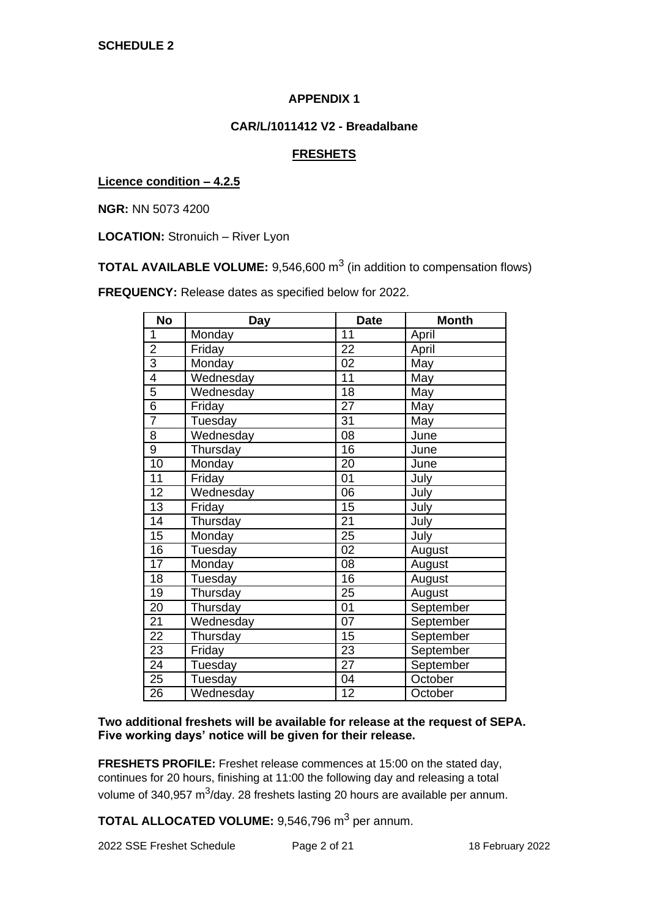**SCHEDULE 2**

## APPENDIX 1

### CAR/L/1011412 V2 - Breadalbane

### FRESHETS

**Licence condition – 4.2.5**

**NGR:** NN 5073 4200

**LOCATION:** Stronuich – River Lyon

**TOTAL AVAILABLE VOLUME:** 9,546,600 $m^3$ (in addition to compensation flows)

**FREQUENCY:** Release dates as specified below for 2022.

| No | Day | Date | Month |
|---|---|---|---|
| 1 | Monday | 11 | April |
| 2 | Friday | 22 | April |
| 3 | Monday | 02 | May |
| 4 | Wednesday | 11 | May |
| 5 | Wednesday | 18 | May |
| 6 | Friday | 27 | May |
| 7 | Tuesday | 31 | May |
| 8 | Wednesday | 08 | June |
| 9 | Thursday | 16 | June |
| 10 | Monday | 20 | June |
| 11 | Friday | 01 | July |
| 12 | Wednesday | 06 | July |
| 13 | Friday | 15 | July |
| 14 | Thursday | 21 | July |
| 15 | Monday | 25 | July |
| 16 | Tuesday | 02 | August |
| 17 | Monday | 08 | August |
| 18 | Tuesday | 16 | August |
| 19 | Thursday | 25 | August |
| 20 | Thursday | 01 | September |
| 21 | Wednesday | 07 | September |
| 22 | Thursday | 15 | September |
| 23 | Friday | 23 | September |
| 24 | Tuesday | 27 | September |
| 25 | Tuesday | 04 | October |
| 26 | Wednesday | 12 | October |

**Two additional freshets will be available for release at the request of SEPA. Five working days' notice will be given for their release.**

**FRESHETS PROFILE:** Freshet release commences at 15:00 on the stated day, continues for 20 hours, finishing at 11:00 the following day and releasing a total volume of 340,957 $m^3$/day. 28 freshets lasting 20 hours are available per annum.

**TOTAL ALLOCATED VOLUME:** 9,546,796 $m^3$ per annum.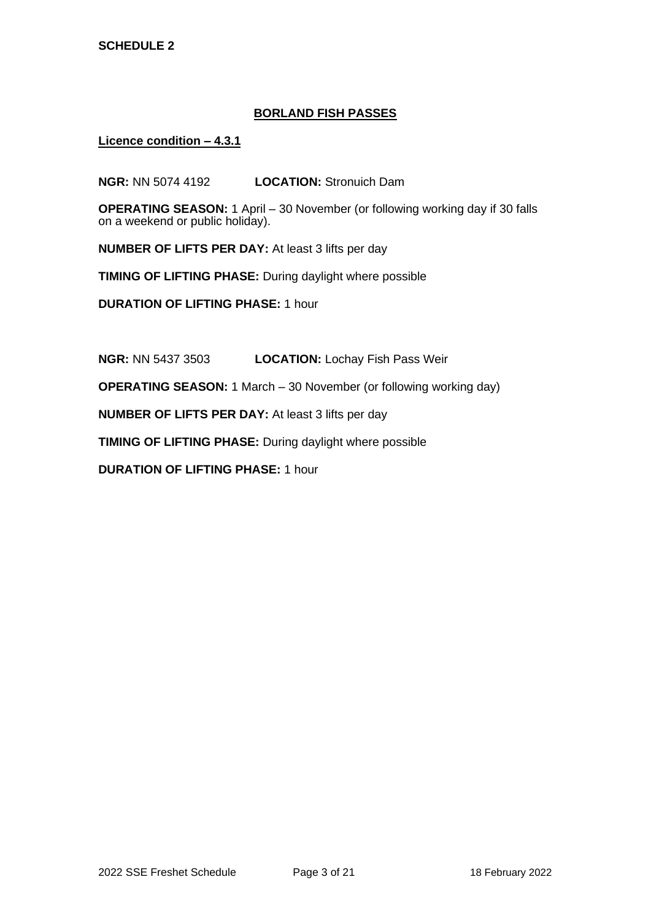**SCHEDULE 2**

## BORLAND FISH PASSES

**Licence condition – 4.3.1**

**NGR:** NN 5074 4192 **LOCATION:** Stronuich Dam

**OPERATING SEASON:** 1 April – 30 November (or following working day if 30 falls on a weekend or public holiday).

**NUMBER OF LIFTS PER DAY:** At least 3 lifts per day

**TIMING OF LIFTING PHASE:** During daylight where possible

**DURATION OF LIFTING PHASE:** 1 hour

**NGR:** NN 5437 3503 **LOCATION:** Lochay Fish Pass Weir

**OPERATING SEASON:** 1 March – 30 November (or following working day)

**NUMBER OF LIFTS PER DAY:** At least 3 lifts per day

**TIMING OF LIFTING PHASE:** During daylight where possible

**DURATION OF LIFTING PHASE:** 1 hour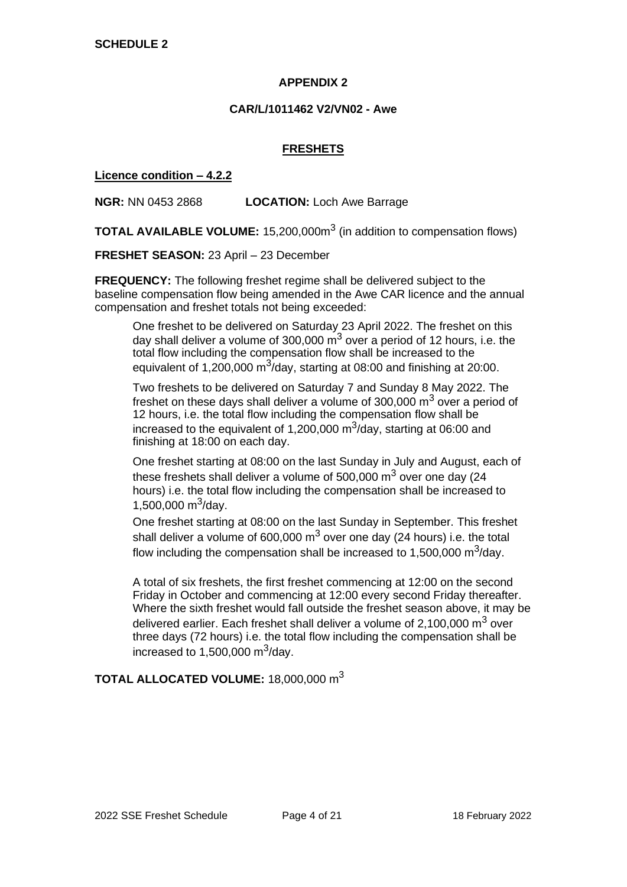**SCHEDULE 2**

**APPENDIX 2**

**CAR/L/1011462 V2/VN02 - Awe**

## FRESHETS

**Licence condition – 4.2.2**

**NGR:** NN 0453 2868 **LOCATION:** Loch Awe Barrage

**TOTAL AVAILABLE VOLUME:** 15,200,000m$^3$ (in addition to compensation flows)

**FRESHET SEASON:** 23 April – 23 December

**FREQUENCY:** The following freshet regime shall be delivered subject to the baseline compensation flow being amended in the Awe CAR licence and the annual compensation and freshet totals not being exceeded:

> One freshet to be delivered on Saturday 23 April 2022. The freshet on this day shall deliver a volume of 300,000 m$^3$ over a period of 12 hours, i.e. the total flow including the compensation flow shall be increased to the equivalent of 1,200,000 m$^3$/day, starting at 08:00 and finishing at 20:00.
>
> Two freshets to be delivered on Saturday 7 and Sunday 8 May 2022. The freshet on these days shall deliver a volume of 300,000 m$^3$ over a period of 12 hours, i.e. the total flow including the compensation flow shall be increased to the equivalent of 1,200,000 m$^3$/day, starting at 06:00 and finishing at 18:00 on each day.
>
> One freshet starting at 08:00 on the last Sunday in July and August, each of these freshets shall deliver a volume of 500,000 m$^3$ over one day (24 hours) i.e. the total flow including the compensation shall be increased to 1,500,000 m$^3$/day.
>
> One freshet starting at 08:00 on the last Sunday in September. This freshet shall deliver a volume of 600,000 m$^3$ over one day (24 hours) i.e. the total flow including the compensation shall be increased to 1,500,000 m$^3$/day.
>
> A total of six freshets, the first freshet commencing at 12:00 on the second Friday in October and commencing at 12:00 every second Friday thereafter. Where the sixth freshet would fall outside the freshet season above, it may be delivered earlier. Each freshet shall deliver a volume of 2,100,000 m$^3$ over three days (72 hours) i.e. the total flow including the compensation shall be increased to 1,500,000 m$^3$/day.

**TOTAL ALLOCATED VOLUME:** 18,000,000 m$^3$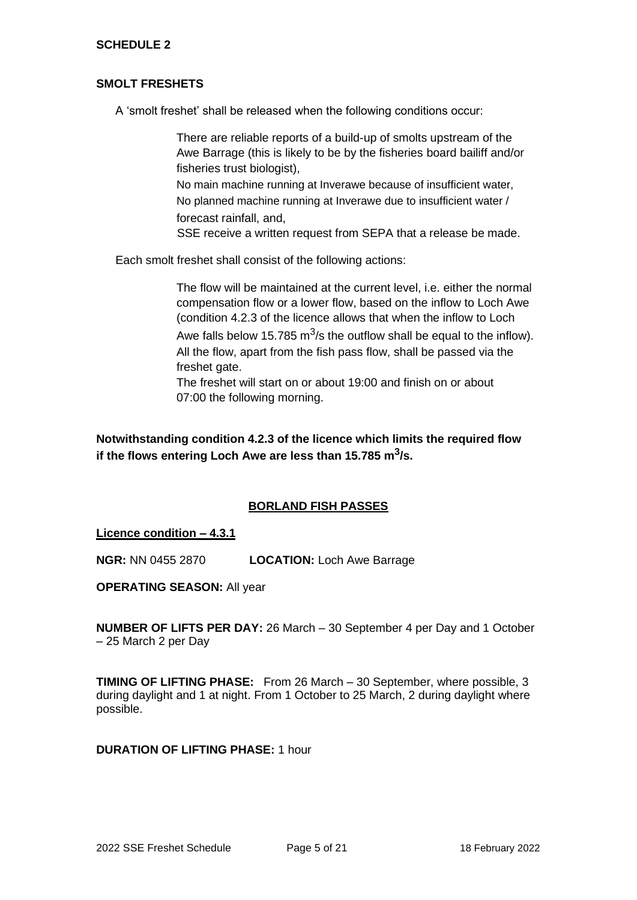**SCHEDULE 2**

**SMOLT FRESHETS**

A 'smolt freshet' shall be released when the following conditions occur:

There are reliable reports of a build-up of smolts upstream of the Awe Barrage (this is likely to be by the fisheries board bailiff and/or fisheries trust biologist),
No main machine running at Inverawe because of insufficient water,
No planned machine running at Inverawe due to insufficient water / forecast rainfall, and,
SSE receive a written request from SEPA that a release be made.

Each smolt freshet shall consist of the following actions:

The flow will be maintained at the current level, i.e. either the normal compensation flow or a lower flow, based on the inflow to Loch Awe (condition 4.2.3 of the licence allows that when the inflow to Loch Awe falls below 15.785 $m^3$/s the outflow shall be equal to the inflow).
All the flow, apart from the fish pass flow, shall be passed via the freshet gate.
The freshet will start on or about 19:00 and finish on or about 07:00 the following morning.

**Notwithstanding condition 4.2.3 of the licence which limits the required flow if the flows entering Loch Awe are less than 15.785 $m^3$/s.**

## BORLAND FISH PASSES

**Licence condition – 4.3.1**

**NGR:** NN 0455 2870 **LOCATION:** Loch Awe Barrage

**OPERATING SEASON:** All year

**NUMBER OF LIFTS PER DAY:** 26 March – 30 September 4 per Day and 1 October – 25 March 2 per Day

**TIMING OF LIFTING PHASE:** From 26 March – 30 September, where possible, 3 during daylight and 1 at night. From 1 October to 25 March, 2 during daylight where possible.

**DURATION OF LIFTING PHASE:** 1 hour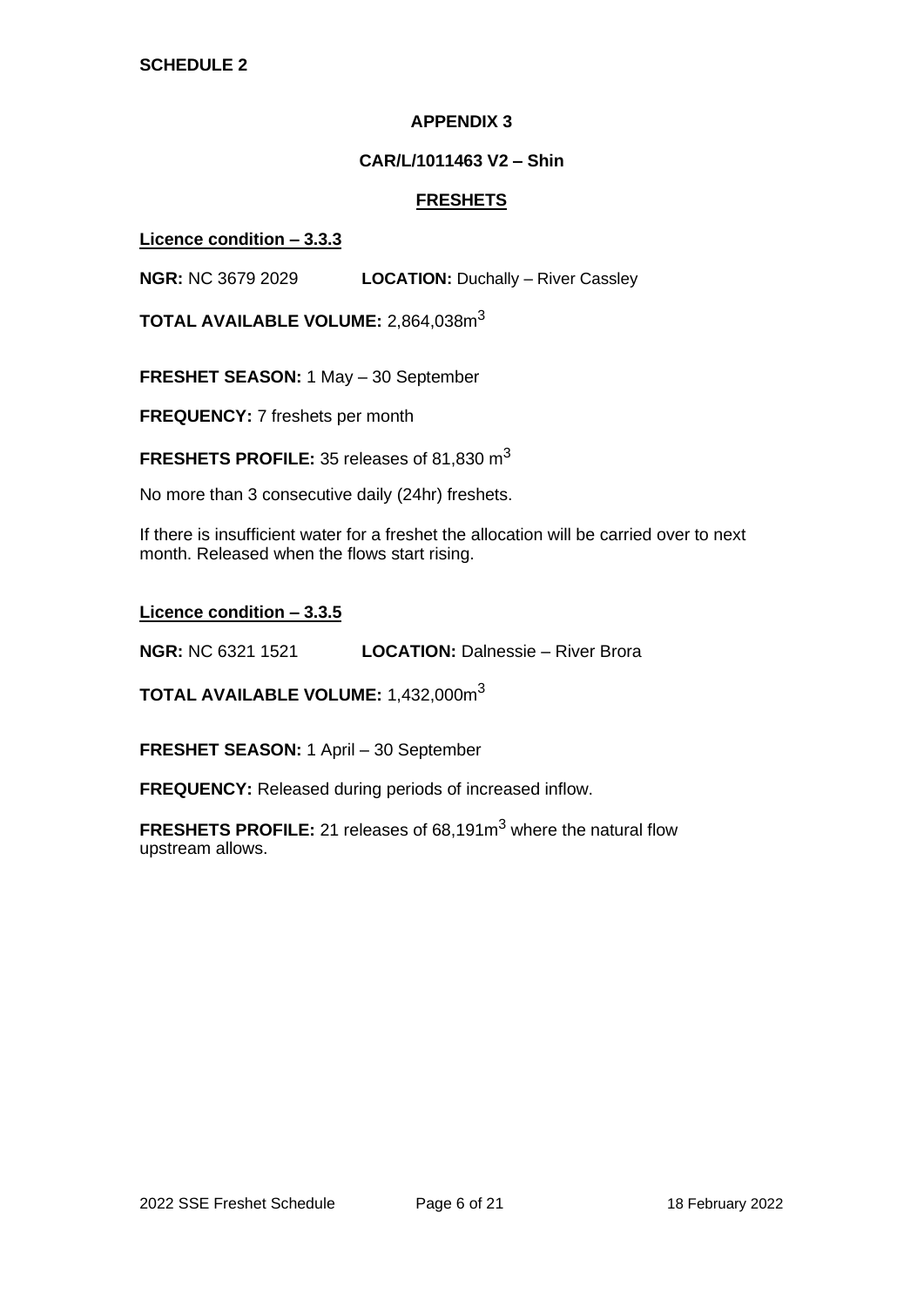**SCHEDULE 2**

## APPENDIX 3

### CAR/L/1011463 V2 – Shin

### FRESHETS

**Licence condition – 3.3.3**

**NGR:** NC 3679 2029 **LOCATION:** Duchally – River Cassley

**TOTAL AVAILABLE VOLUME:** 2,864,038$m^3$

**FRESHET SEASON:** 1 May – 30 September

**FREQUENCY:** 7 freshets per month

**FRESHETS PROFILE:** 35 releases of 81,830 $m^3$

No more than 3 consecutive daily (24hr) freshets.

If there is insufficient water for a freshet the allocation will be carried over to next month. Released when the flows start rising.

**Licence condition – 3.3.5**

**NGR:** NC 6321 1521 **LOCATION:** Dalnessie – River Brora

**TOTAL AVAILABLE VOLUME:** 1,432,000$m^3$

**FRESHET SEASON:** 1 April – 30 September

**FREQUENCY:** Released during periods of increased inflow.

**FRESHETS PROFILE:** 21 releases of 68,191$m^3$ where the natural flow upstream allows.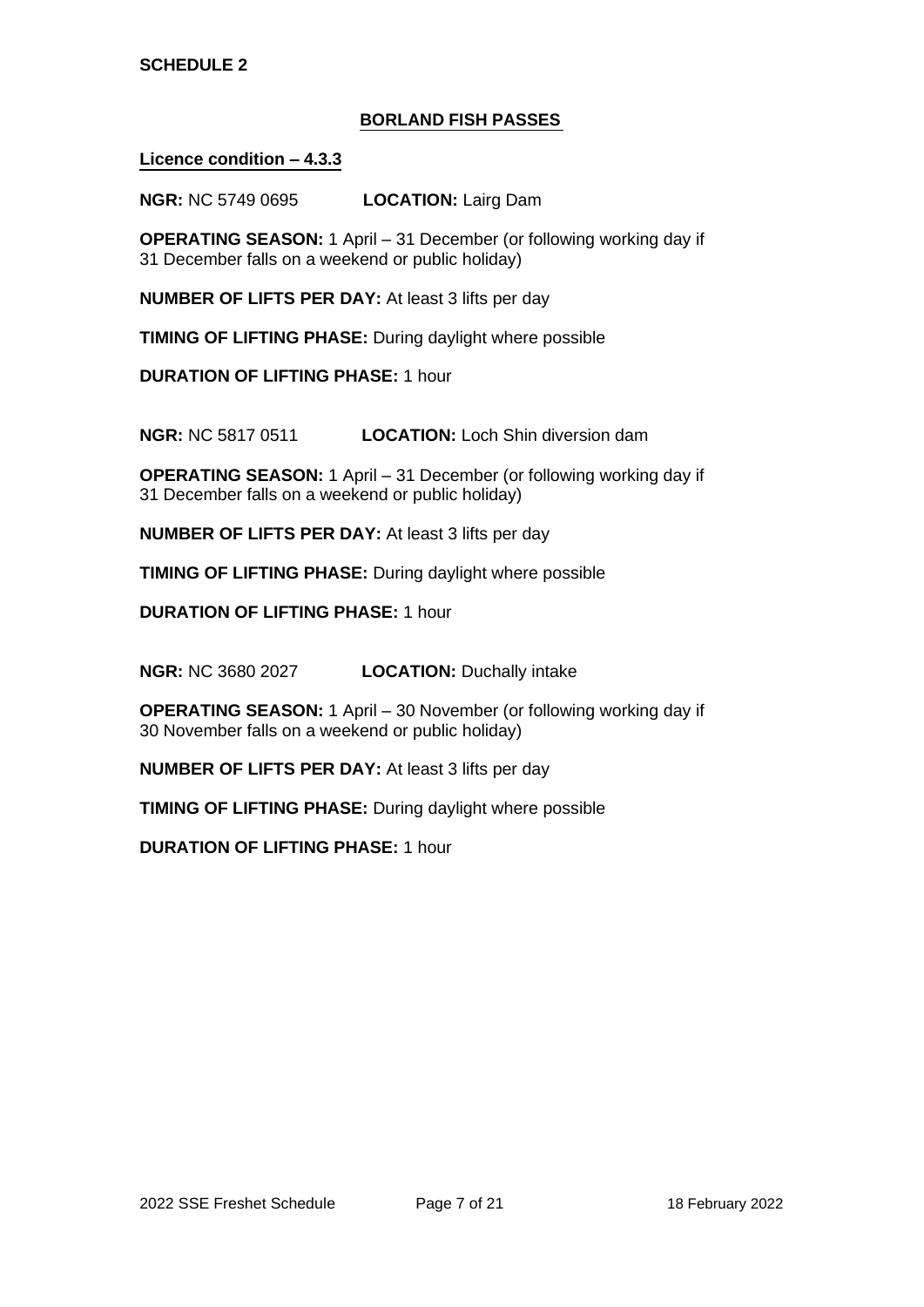**SCHEDULE 2**

## BORLAND FISH PASSES

**Licence condition – 4.3.3**

**NGR:** NC 5749 0695 **LOCATION:** Lairg Dam

**OPERATING SEASON:** 1 April – 31 December (or following working day if 31 December falls on a weekend or public holiday)

**NUMBER OF LIFTS PER DAY:** At least 3 lifts per day

**TIMING OF LIFTING PHASE:** During daylight where possible

**DURATION OF LIFTING PHASE:** 1 hour

**NGR:** NC 5817 0511 **LOCATION:** Loch Shin diversion dam

**OPERATING SEASON:** 1 April – 31 December (or following working day if 31 December falls on a weekend or public holiday)

**NUMBER OF LIFTS PER DAY:** At least 3 lifts per day

**TIMING OF LIFTING PHASE:** During daylight where possible

**DURATION OF LIFTING PHASE:** 1 hour

**NGR:** NC 3680 2027 **LOCATION:** Duchally intake

**OPERATING SEASON:** 1 April – 30 November (or following working day if 30 November falls on a weekend or public holiday)

**NUMBER OF LIFTS PER DAY:** At least 3 lifts per day

**TIMING OF LIFTING PHASE:** During daylight where possible

**DURATION OF LIFTING PHASE:** 1 hour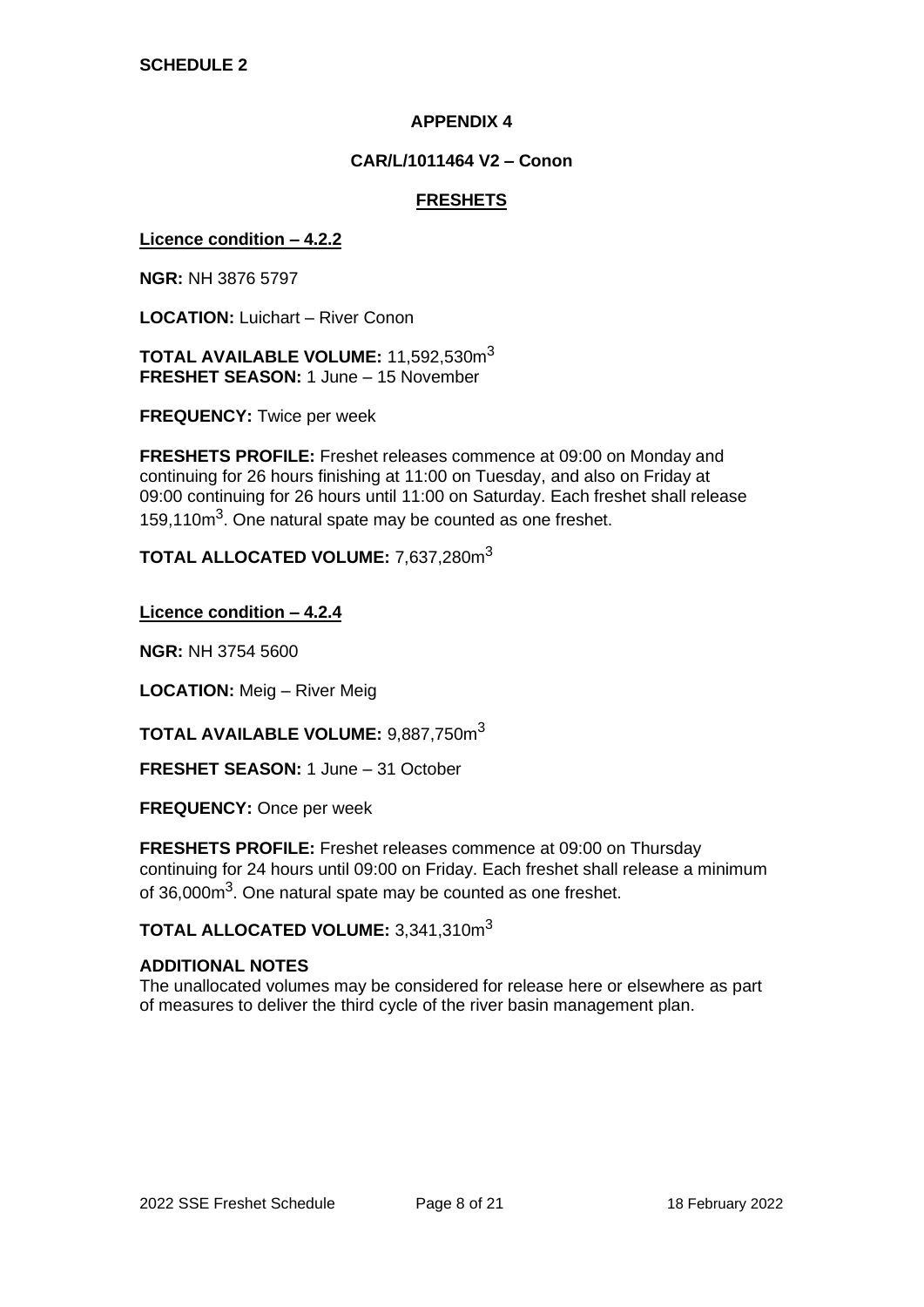**SCHEDULE 2**

## APPENDIX 4

### CAR/L/1011464 V2 – Conon

### FRESHETS

**Licence condition – 4.2.2**

**NGR:** NH 3876 5797

**LOCATION:** Luichart – River Conon

**TOTAL AVAILABLE VOLUME:** 11,592,530m$^3$
**FRESHET SEASON:** 1 June – 15 November

**FREQUENCY:** Twice per week

**FRESHETS PROFILE:** Freshet releases commence at 09:00 on Monday and continuing for 26 hours finishing at 11:00 on Tuesday, and also on Friday at 09:00 continuing for 26 hours until 11:00 on Saturday. Each freshet shall release 159,110m$^3$. One natural spate may be counted as one freshet.

**TOTAL ALLOCATED VOLUME:** 7,637,280m$^3$

**Licence condition – 4.2.4**

**NGR:** NH 3754 5600

**LOCATION:** Meig – River Meig

**TOTAL AVAILABLE VOLUME:** 9,887,750m$^3$

**FRESHET SEASON:** 1 June – 31 October

**FREQUENCY:** Once per week

**FRESHETS PROFILE:** Freshet releases commence at 09:00 on Thursday continuing for 24 hours until 09:00 on Friday. Each freshet shall release a minimum of 36,000m$^3$. One natural spate may be counted as one freshet.

**TOTAL ALLOCATED VOLUME:** 3,341,310m$^3$

**ADDITIONAL NOTES**
The unallocated volumes may be considered for release here or elsewhere as part of measures to deliver the third cycle of the river basin management plan.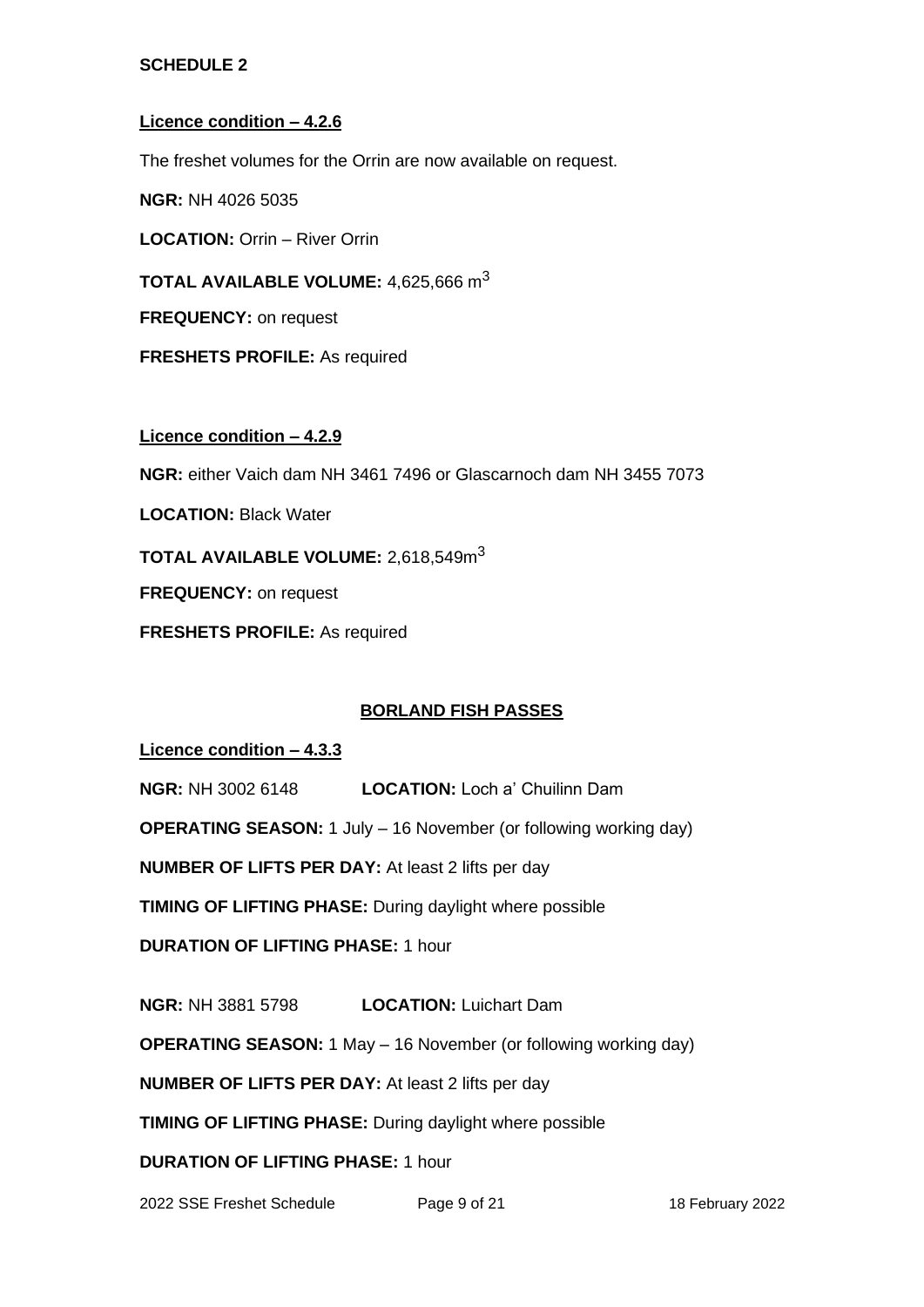**SCHEDULE 2**

**Licence condition – 4.2.6**

The freshet volumes for the Orrin are now available on request.

**NGR:** NH 4026 5035

**LOCATION:** Orrin – River Orrin

**TOTAL AVAILABLE VOLUME:** 4,625,666 $m^3$

**FREQUENCY:** on request

**FRESHETS PROFILE:** As required

**Licence condition – 4.2.9**

**NGR:** either Vaich dam NH 3461 7496 or Glascarnoch dam NH 3455 7073

**LOCATION:** Black Water

**TOTAL AVAILABLE VOLUME:** 2,618,549$m^3$

**FREQUENCY:** on request

**FRESHETS PROFILE:** As required

## BORLAND FISH PASSES

**Licence condition – 4.3.3**

**NGR:** NH 3002 6148 **LOCATION:** Loch a' Chuilinn Dam

**OPERATING SEASON:** 1 July – 16 November (or following working day)

**NUMBER OF LIFTS PER DAY:** At least 2 lifts per day

**TIMING OF LIFTING PHASE:** During daylight where possible

**DURATION OF LIFTING PHASE:** 1 hour

**NGR:** NH 3881 5798 **LOCATION:** Luichart Dam

**OPERATING SEASON:** 1 May – 16 November (or following working day)

**NUMBER OF LIFTS PER DAY:** At least 2 lifts per day

**TIMING OF LIFTING PHASE:** During daylight where possible

**DURATION OF LIFTING PHASE:** 1 hour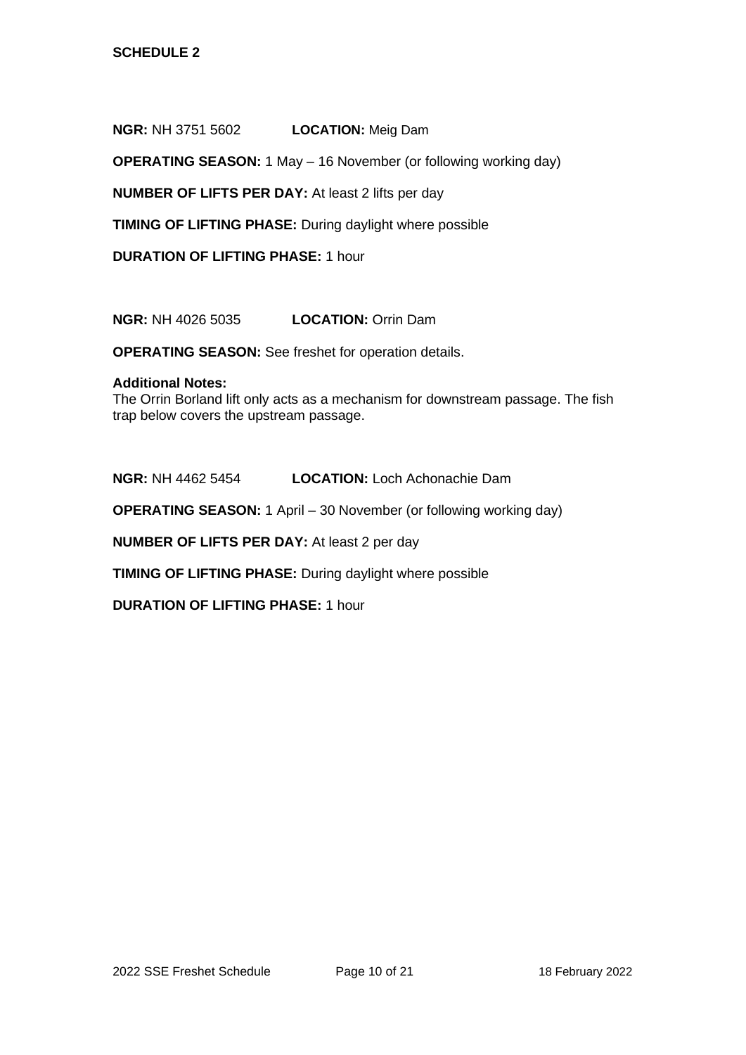**SCHEDULE 2**

**NGR:** NH 3751 5602 **LOCATION:** Meig Dam

**OPERATING SEASON:** 1 May – 16 November (or following working day)

**NUMBER OF LIFTS PER DAY:** At least 2 lifts per day

**TIMING OF LIFTING PHASE:** During daylight where possible

**DURATION OF LIFTING PHASE:** 1 hour

**NGR:** NH 4026 5035 **LOCATION:** Orrin Dam

**OPERATING SEASON:** See freshet for operation details.

**Additional Notes:**
The Orrin Borland lift only acts as a mechanism for downstream passage. The fish trap below covers the upstream passage.

**NGR:** NH 4462 5454 **LOCATION:** Loch Achonachie Dam

**OPERATING SEASON:** 1 April – 30 November (or following working day)

**NUMBER OF LIFTS PER DAY:** At least 2 per day

**TIMING OF LIFTING PHASE:** During daylight where possible

**DURATION OF LIFTING PHASE:** 1 hour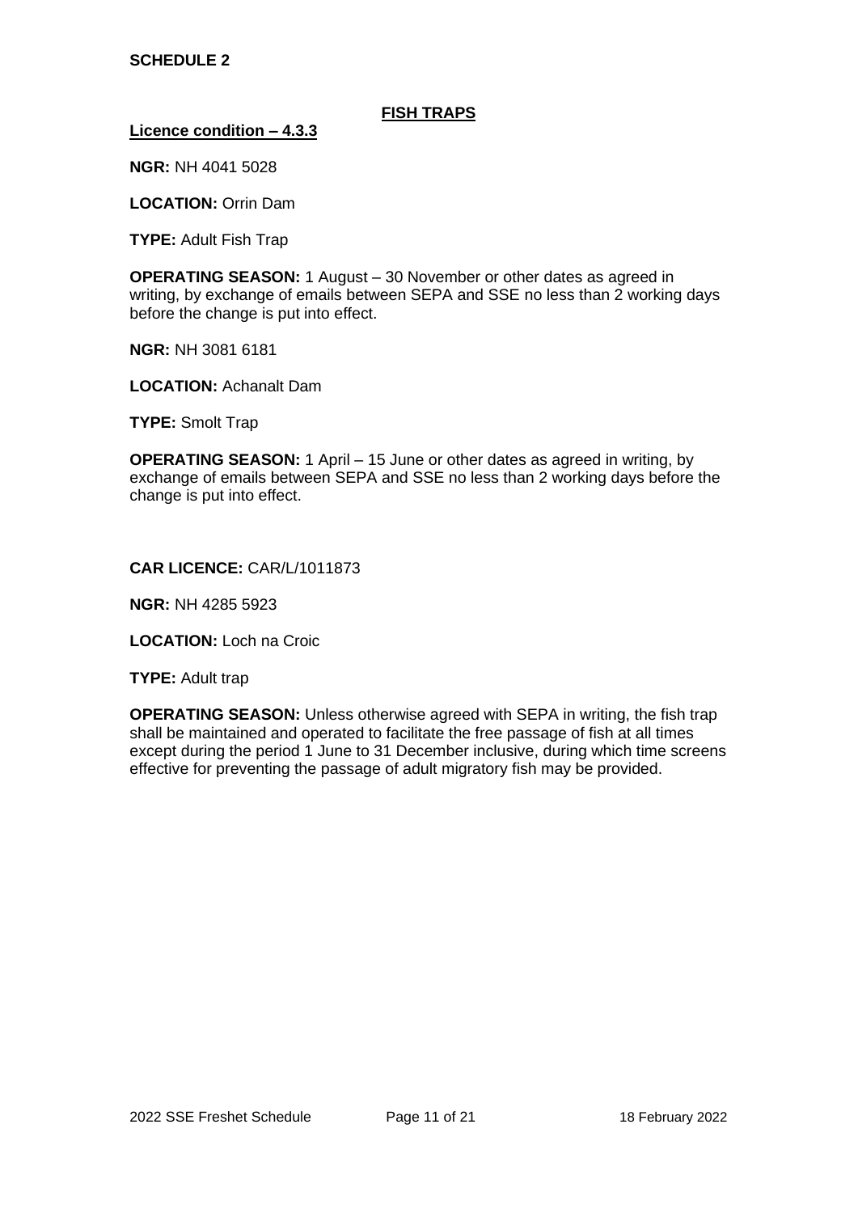**SCHEDULE 2**

## FISH TRAPS

**Licence condition – 4.3.3**

**NGR:** NH 4041 5028

**LOCATION:** Orrin Dam

**TYPE:** Adult Fish Trap

**OPERATING SEASON:** 1 August – 30 November or other dates as agreed in writing, by exchange of emails between SEPA and SSE no less than 2 working days before the change is put into effect.

**NGR:** NH 3081 6181

**LOCATION:** Achanalt Dam

**TYPE:** Smolt Trap

**OPERATING SEASON:** 1 April – 15 June or other dates as agreed in writing, by exchange of emails between SEPA and SSE no less than 2 working days before the change is put into effect.

**CAR LICENCE:** CAR/L/1011873

**NGR:** NH 4285 5923

**LOCATION:** Loch na Croic

**TYPE:** Adult trap

**OPERATING SEASON:** Unless otherwise agreed with SEPA in writing, the fish trap shall be maintained and operated to facilitate the free passage of fish at all times except during the period 1 June to 31 December inclusive, during which time screens effective for preventing the passage of adult migratory fish may be provided.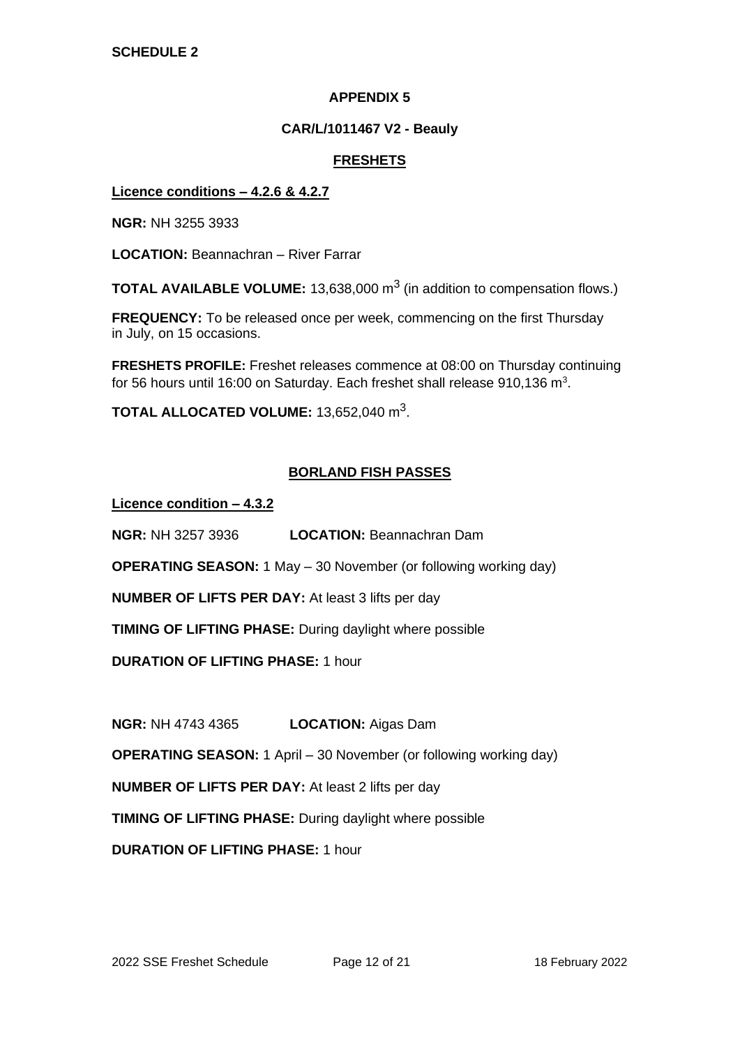**SCHEDULE 2**

## APPENDIX 5

### CAR/L/1011467 V2 - Beauly

### FRESHETS

**Licence conditions – 4.2.6 & 4.2.7**

**NGR:** NH 3255 3933

**LOCATION:** Beannachran – River Farrar

**TOTAL AVAILABLE VOLUME:** 13,638,000 $m^3$ (in addition to compensation flows.)

**FREQUENCY:** To be released once per week, commencing on the first Thursday in July, on 15 occasions.

**FRESHETS PROFILE:** Freshet releases commence at 08:00 on Thursday continuing for 56 hours until 16:00 on Saturday. Each freshet shall release 910,136 $m^3$.

**TOTAL ALLOCATED VOLUME:** 13,652,040 $m^3$.

### BORLAND FISH PASSES

**Licence condition – 4.3.2**

**NGR:** NH 3257 3936 **LOCATION:** Beannachran Dam

**OPERATING SEASON:** 1 May – 30 November (or following working day)

**NUMBER OF LIFTS PER DAY:** At least 3 lifts per day

**TIMING OF LIFTING PHASE:** During daylight where possible

**DURATION OF LIFTING PHASE:** 1 hour

**NGR:** NH 4743 4365 **LOCATION:** Aigas Dam

**OPERATING SEASON:** 1 April – 30 November (or following working day)

**NUMBER OF LIFTS PER DAY:** At least 2 lifts per day

**TIMING OF LIFTING PHASE:** During daylight where possible

**DURATION OF LIFTING PHASE:** 1 hour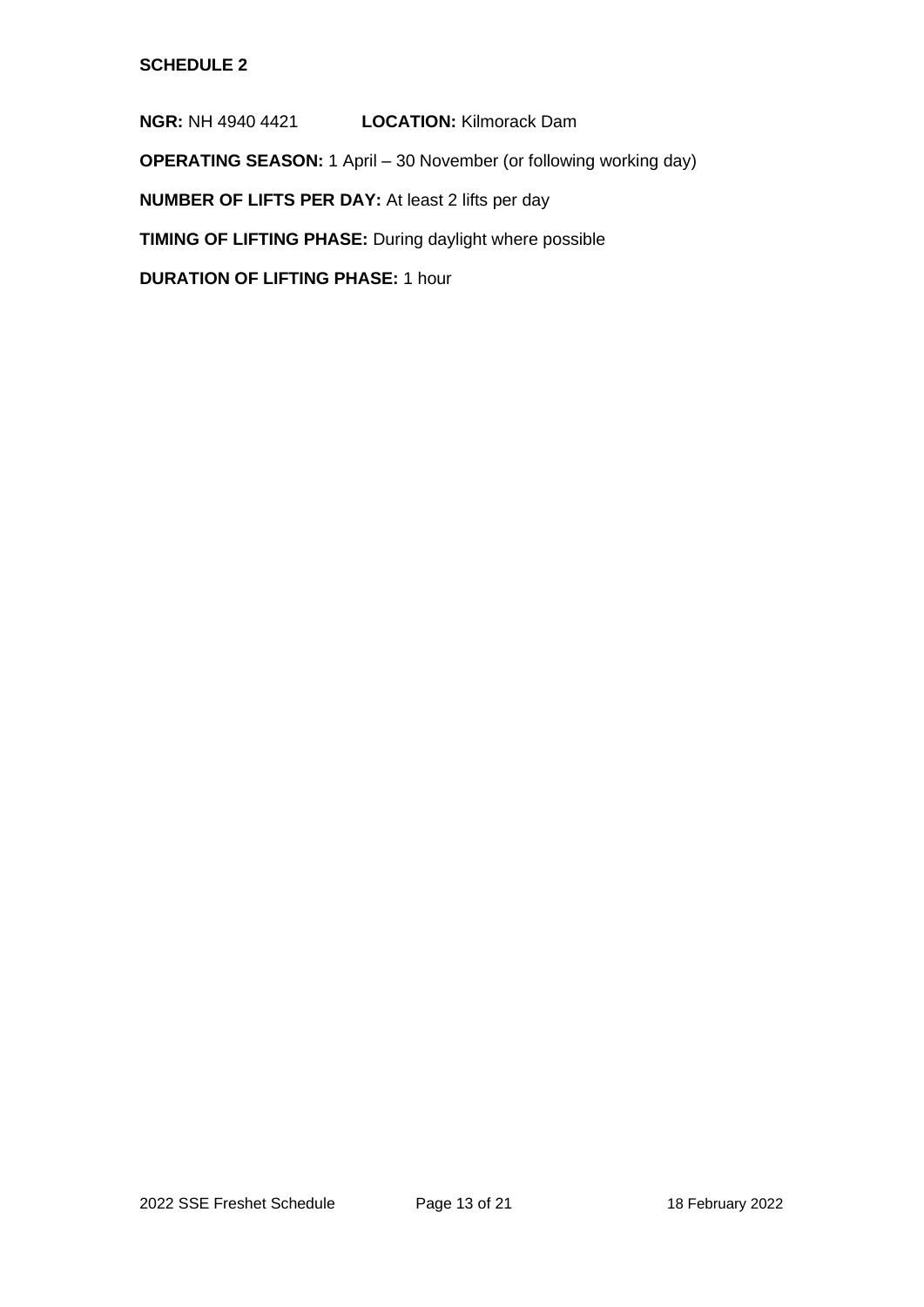**SCHEDULE 2**

**NGR:** NH 4940 4421 **LOCATION:** Kilmorack Dam

**OPERATING SEASON:** 1 April – 30 November (or following working day)

**NUMBER OF LIFTS PER DAY:** At least 2 lifts per day

**TIMING OF LIFTING PHASE:** During daylight where possible

**DURATION OF LIFTING PHASE:** 1 hour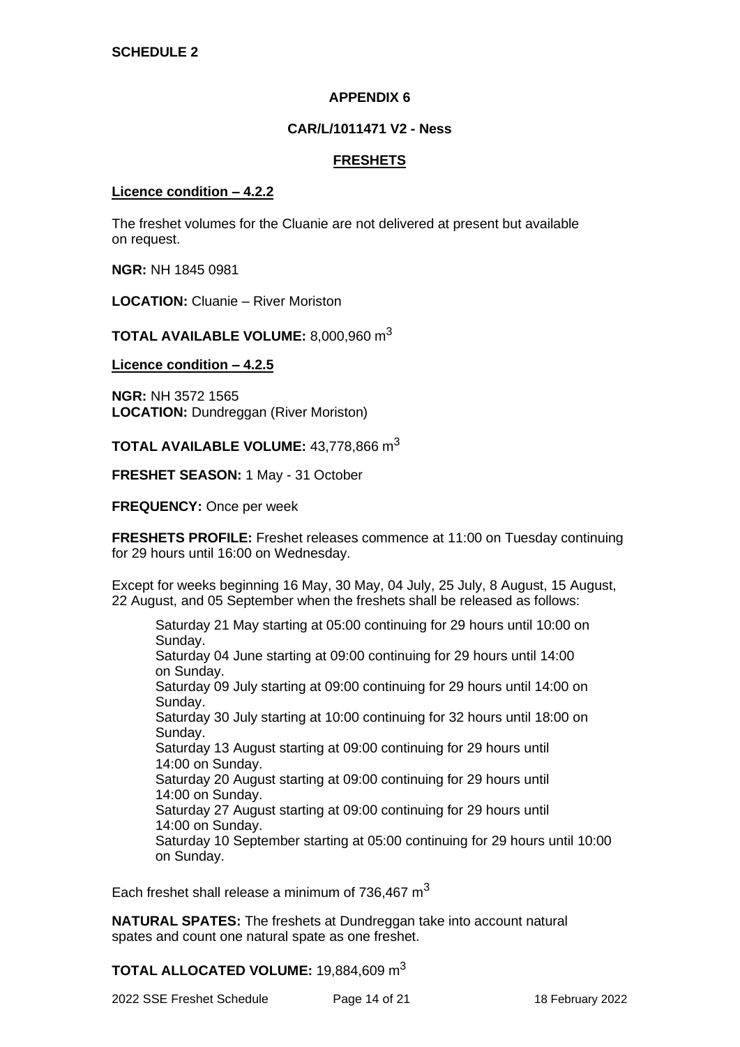**SCHEDULE 2**

**APPENDIX 6**

**CAR/L/1011471 V2 - Ness**

**FRESHETS**

**Licence condition – 4.2.2**

The freshet volumes for the Cluanie are not delivered at present but available on request.

**NGR:** NH 1845 0981

**LOCATION:** Cluanie – River Moriston

**TOTAL AVAILABLE VOLUME:** 8,000,960 $m^3$

**Licence condition – 4.2.5**

**NGR:** NH 3572 1565
**LOCATION:** Dundreggan (River Moriston)

**TOTAL AVAILABLE VOLUME:** 43,778,866 $m^3$

**FRESHET SEASON:** 1 May - 31 October

**FREQUENCY:** Once per week

**FRESHETS PROFILE:** Freshet releases commence at 11:00 on Tuesday continuing for 29 hours until 16:00 on Wednesday.

Except for weeks beginning 16 May, 30 May, 04 July, 25 July, 8 August, 15 August, 22 August, and 05 September when the freshets shall be released as follows:

Saturday 21 May starting at 05:00 continuing for 29 hours until 10:00 on Sunday.
Saturday 04 June starting at 09:00 continuing for 29 hours until 14:00 on Sunday.
Saturday 09 July starting at 09:00 continuing for 29 hours until 14:00 on Sunday.
Saturday 30 July starting at 10:00 continuing for 32 hours until 18:00 on Sunday.
Saturday 13 August starting at 09:00 continuing for 29 hours until 14:00 on Sunday.
Saturday 20 August starting at 09:00 continuing for 29 hours until 14:00 on Sunday.
Saturday 27 August starting at 09:00 continuing for 29 hours until 14:00 on Sunday.
Saturday 10 September starting at 05:00 continuing for 29 hours until 10:00 on Sunday.

Each freshet shall release a minimum of 736,467 $m^3$

**NATURAL SPATES:** The freshets at Dundreggan take into account natural spates and count one natural spate as one freshet.

**TOTAL ALLOCATED VOLUME:** 19,884,609 $m^3$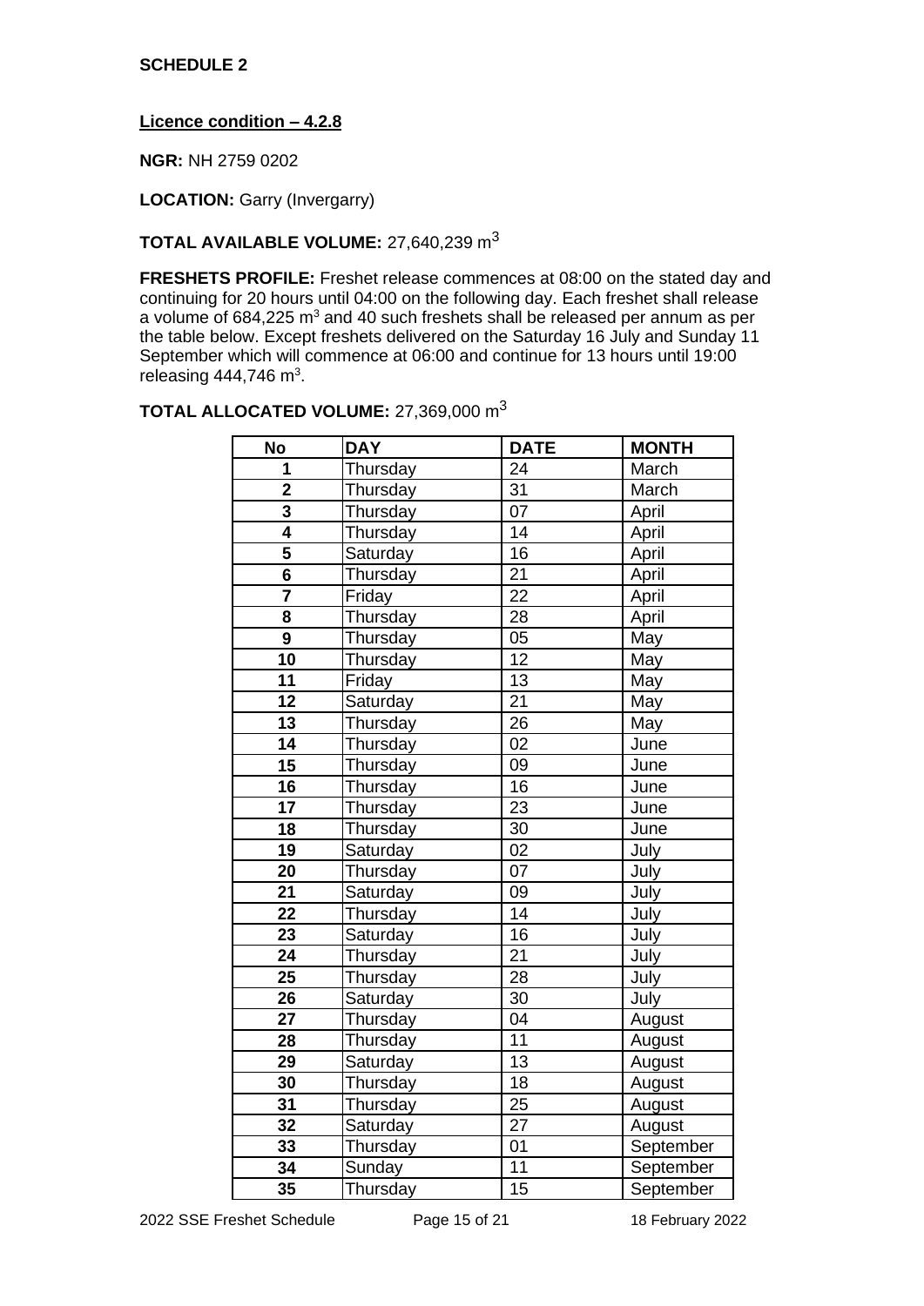**SCHEDULE 2**

**Licence condition – 4.2.8**

**NGR:** NH 2759 0202

**LOCATION:** Garry (Invergarry)

**TOTAL AVAILABLE VOLUME:** 27,640,239 $m^3$

**FRESHETS PROFILE:** Freshet release commences at 08:00 on the stated day and continuing for 20 hours until 04:00 on the following day. Each freshet shall release a volume of 684,225 $m^3$ and 40 such freshets shall be released per annum as per the table below. Except freshets delivered on the Saturday 16 July and Sunday 11 September which will commence at 06:00 and continue for 13 hours until 19:00 releasing 444,746 $m^3$.

**TOTAL ALLOCATED VOLUME:** 27,369,000 $m^3$

| No | DAY | DATE | MONTH |
|---|---|---|---|
| 1 | Thursday | 24 | March |
| 2 | Thursday | 31 | March |
| 3 | Thursday | 07 | April |
| 4 | Thursday | 14 | April |
| 5 | Saturday | 16 | April |
| 6 | Thursday | 21 | April |
| 7 | Friday | 22 | April |
| 8 | Thursday | 28 | April |
| 9 | Thursday | 05 | May |
| 10 | Thursday | 12 | May |
| 11 | Friday | 13 | May |
| 12 | Saturday | 21 | May |
| 13 | Thursday | 26 | May |
| 14 | Thursday | 02 | June |
| 15 | Thursday | 09 | June |
| 16 | Thursday | 16 | June |
| 17 | Thursday | 23 | June |
| 18 | Thursday | 30 | June |
| 19 | Saturday | 02 | July |
| 20 | Thursday | 07 | July |
| 21 | Saturday | 09 | July |
| 22 | Thursday | 14 | July |
| 23 | Saturday | 16 | July |
| 24 | Thursday | 21 | July |
| 25 | Thursday | 28 | July |
| 26 | Saturday | 30 | July |
| 27 | Thursday | 04 | August |
| 28 | Thursday | 11 | August |
| 29 | Saturday | 13 | August |
| 30 | Thursday | 18 | August |
| 31 | Thursday | 25 | August |
| 32 | Saturday | 27 | August |
| 33 | Thursday | 01 | September |
| 34 | Sunday | 11 | September |
| 35 | Thursday | 15 | September |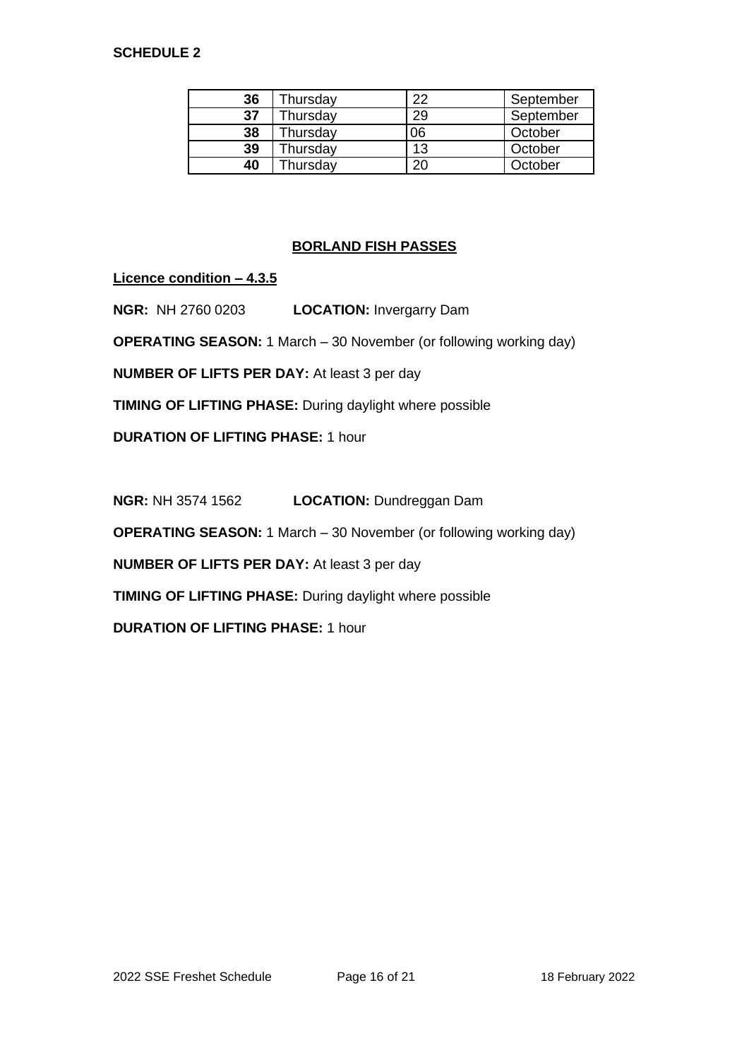**SCHEDULE 2**

| | | | |
|---|---|---|---|
| **36** | Thursday | 22 | September |
| **37** | Thursday | 29 | September |
| **38** | Thursday | 06 | October |
| **39** | Thursday | 13 | October |
| **40** | Thursday | 20 | October |

## BORLAND FISH PASSES

**Licence condition – 4.3.5**

**NGR:** NH 2760 0203 **LOCATION:** Invergarry Dam

**OPERATING SEASON:** 1 March – 30 November (or following working day)

**NUMBER OF LIFTS PER DAY:** At least 3 per day

**TIMING OF LIFTING PHASE:** During daylight where possible

**DURATION OF LIFTING PHASE:** 1 hour

**NGR:** NH 3574 1562 **LOCATION:** Dundreggan Dam

**OPERATING SEASON:** 1 March – 30 November (or following working day)

**NUMBER OF LIFTS PER DAY:** At least 3 per day

**TIMING OF LIFTING PHASE:** During daylight where possible

**DURATION OF LIFTING PHASE:** 1 hour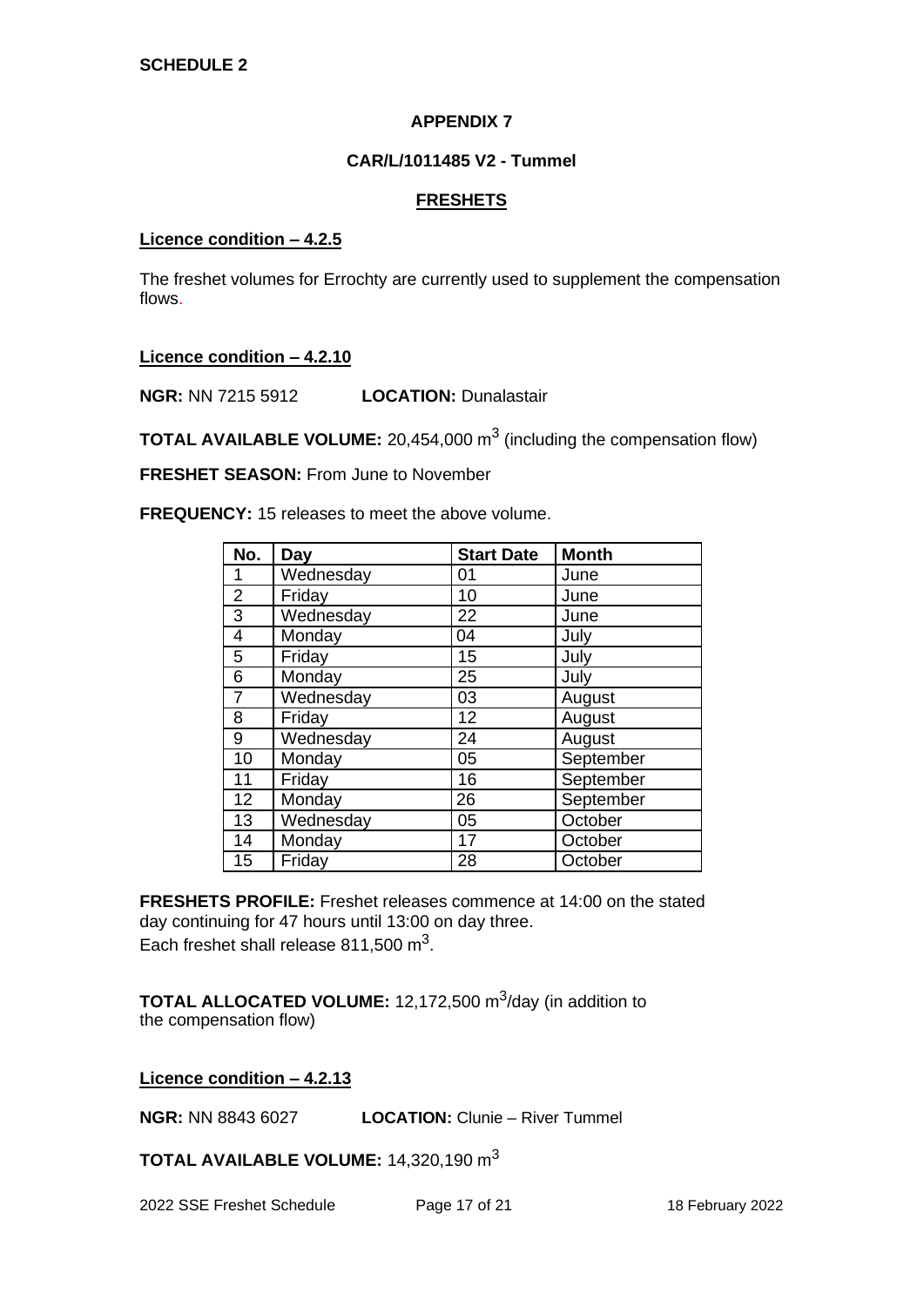**SCHEDULE 2**

## APPENDIX 7

### CAR/L/1011485 V2 - Tummel

### FRESHETS

**Licence condition – 4.2.5**

The freshet volumes for Errochty are currently used to supplement the compensation flows.

**Licence condition – 4.2.10**

**NGR:** NN 7215 5912 **LOCATION:** Dunalastair

**TOTAL AVAILABLE VOLUME:** 20,454,000 $m^3$ (including the compensation flow)

**FRESHET SEASON:** From June to November

**FREQUENCY:** 15 releases to meet the above volume.

| No. | Day | Start Date | Month |
|---|---|---|---|
| 1 | Wednesday | 01 | June |
| 2 | Friday | 10 | June |
| 3 | Wednesday | 22 | June |
| 4 | Monday | 04 | July |
| 5 | Friday | 15 | July |
| 6 | Monday | 25 | July |
| 7 | Wednesday | 03 | August |
| 8 | Friday | 12 | August |
| 9 | Wednesday | 24 | August |
| 10 | Monday | 05 | September |
| 11 | Friday | 16 | September |
| 12 | Monday | 26 | September |
| 13 | Wednesday | 05 | October |
| 14 | Monday | 17 | October |
| 15 | Friday | 28 | October |

**FRESHETS PROFILE:** Freshet releases commence at 14:00 on the stated day continuing for 47 hours until 13:00 on day three.
Each freshet shall release 811,500 $m^3$.

**TOTAL ALLOCATED VOLUME:** 12,172,500 $m^3$/day (in addition to the compensation flow)

**Licence condition – 4.2.13**

**NGR:** NN 8843 6027 **LOCATION:** Clunie – River Tummel

**TOTAL AVAILABLE VOLUME:** 14,320,190 $m^3$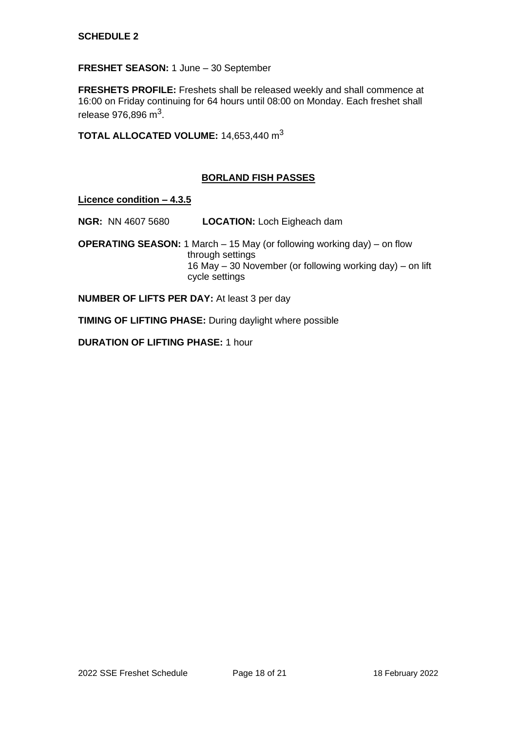**SCHEDULE 2**

**FRESHET SEASON:** 1 June – 30 September

**FRESHETS PROFILE:** Freshets shall be released weekly and shall commence at 16:00 on Friday continuing for 64 hours until 08:00 on Monday. Each freshet shall release 976,896 $m^3$.

**TOTAL ALLOCATED VOLUME:** 14,653,440 $m^3$

## BORLAND FISH PASSES

**Licence condition – 4.3.5**

**NGR:** NN 4607 5680 **LOCATION:** Loch Eigheach dam

**OPERATING SEASON:** 1 March – 15 May (or following working day) – on flow through settings
16 May – 30 November (or following working day) – on lift cycle settings

**NUMBER OF LIFTS PER DAY:** At least 3 per day

**TIMING OF LIFTING PHASE:** During daylight where possible

**DURATION OF LIFTING PHASE:** 1 hour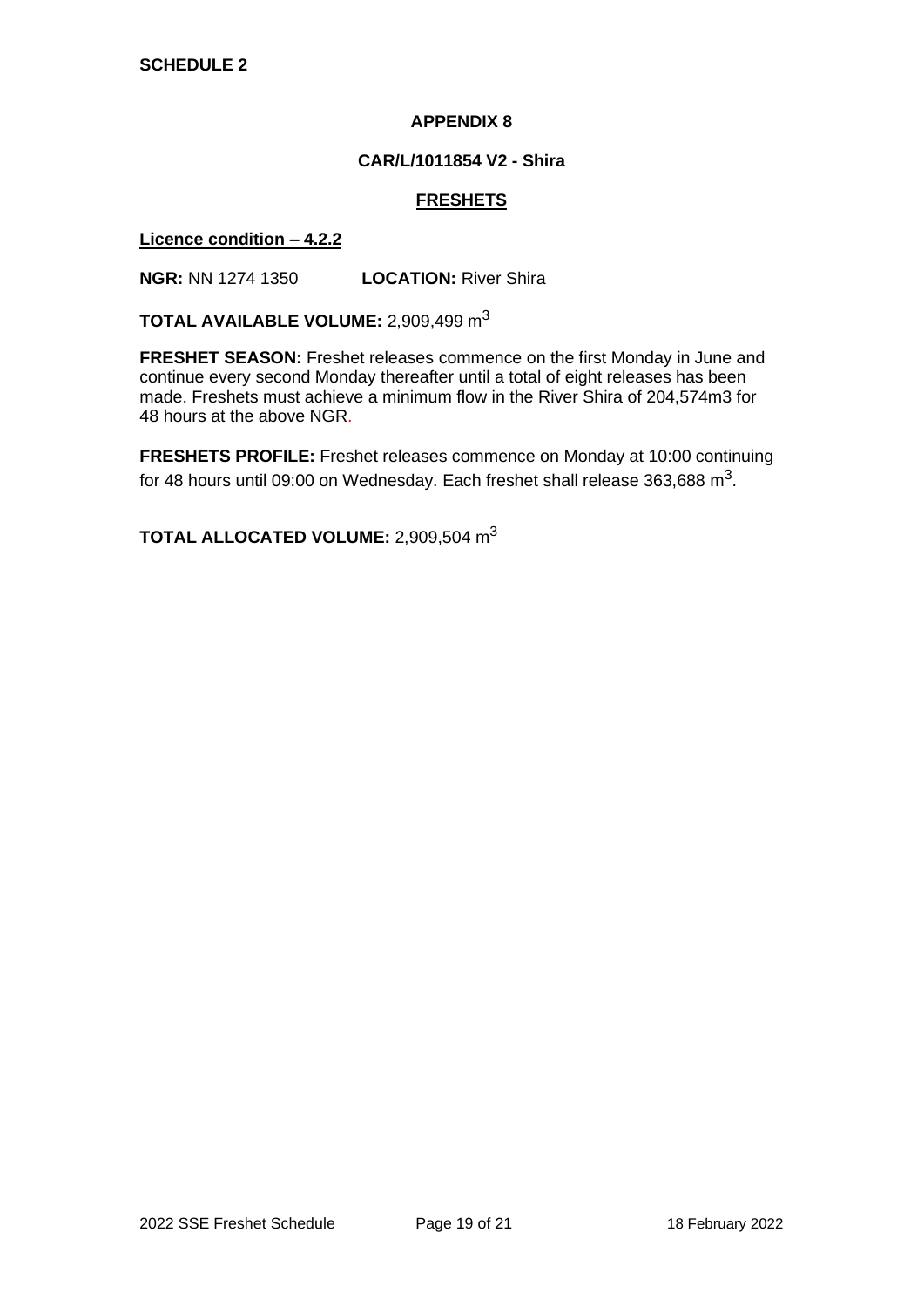**SCHEDULE 2**

## APPENDIX 8

### CAR/L/1011854 V2 - Shira

### FRESHETS

**Licence condition – 4.2.2**

**NGR:** NN 1274 1350 **LOCATION:** River Shira

**TOTAL AVAILABLE VOLUME:** 2,909,499 $m^3$

**FRESHET SEASON:** Freshet releases commence on the first Monday in June and continue every second Monday thereafter until a total of eight releases has been made. Freshets must achieve a minimum flow in the River Shira of 204,574m3 for 48 hours at the above NGR.

**FRESHETS PROFILE:** Freshet releases commence on Monday at 10:00 continuing for 48 hours until 09:00 on Wednesday. Each freshet shall release 363,688 $m^3$.

**TOTAL ALLOCATED VOLUME:** 2,909,504 $m^3$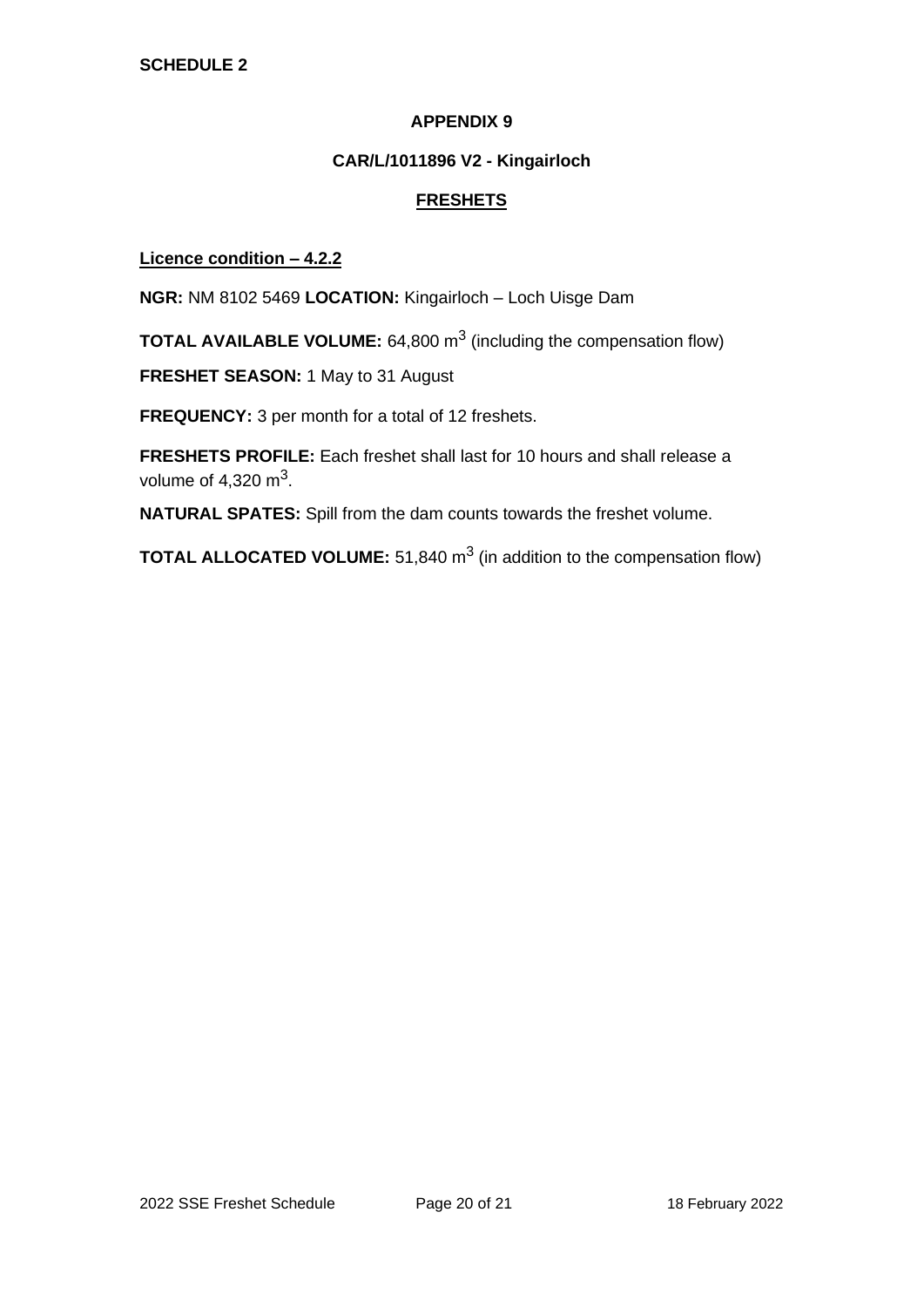**SCHEDULE 2**

## APPENDIX 9

### CAR/L/1011896 V2 - Kingairloch

### FRESHETS

**Licence condition – 4.2.2**

**NGR:** NM 8102 5469 **LOCATION:** Kingairloch – Loch Uisge Dam

**TOTAL AVAILABLE VOLUME:** 64,800 $m^3$ (including the compensation flow)

**FRESHET SEASON:** 1 May to 31 August

**FREQUENCY:** 3 per month for a total of 12 freshets.

**FRESHETS PROFILE:** Each freshet shall last for 10 hours and shall release a volume of 4,320 $m^3$.

**NATURAL SPATES:** Spill from the dam counts towards the freshet volume.

**TOTAL ALLOCATED VOLUME:** 51,840 $m^3$ (in addition to the compensation flow)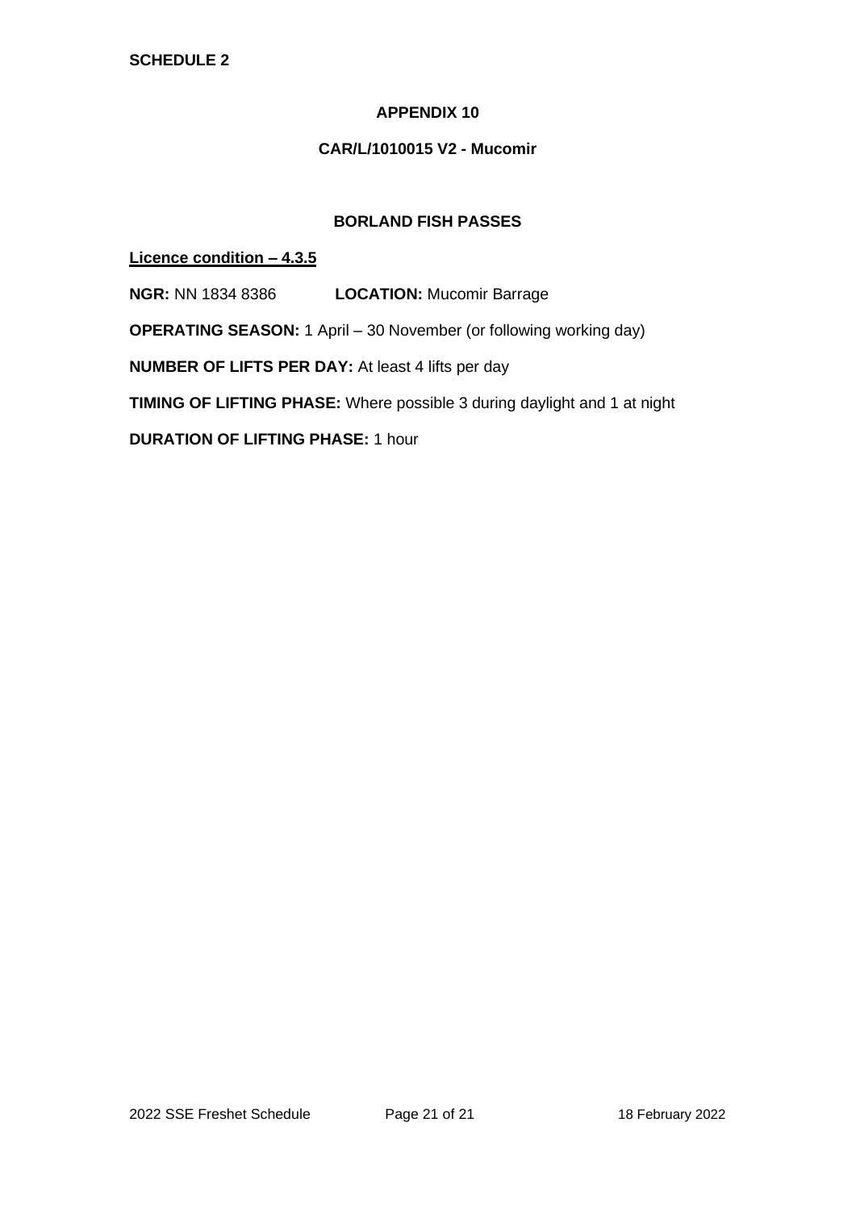**SCHEDULE 2**

## APPENDIX 10

### CAR/L/1010015 V2 - Mucomir

### BORLAND FISH PASSES

**<u>Licence condition – 4.3.5</u>**

**NGR:** NN 1834 8386 **LOCATION:** Mucomir Barrage

**OPERATING SEASON:** 1 April – 30 November (or following working day)

**NUMBER OF LIFTS PER DAY:** At least 4 lifts per day

**TIMING OF LIFTING PHASE:** Where possible 3 during daylight and 1 at night

**DURATION OF LIFTING PHASE:** 1 hour